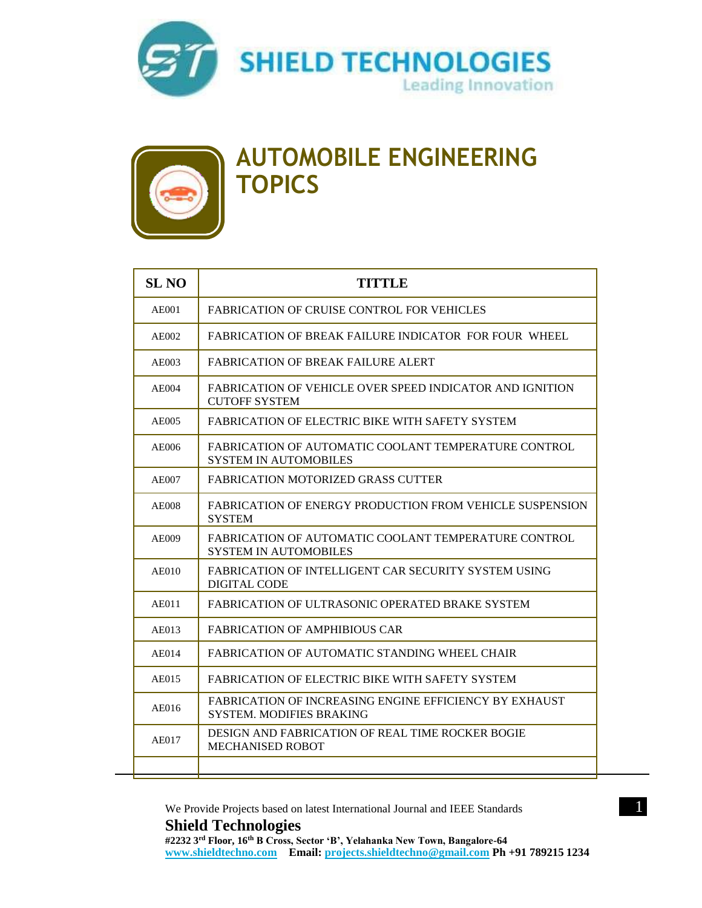# SHIELD TECHNOLOGIES

Leading Innovation

## AUTOMOBILE ENGINEERING TOPICS

| SL NO | TITTLE |
|---|---|
| AE001 | FABRICATION OF CRUISE CONTROL FOR VEHICLES |
| AE002 | FABRICATION OF BREAK FAILURE INDICATOR FOR FOUR WHEEL |
| AE003 | FABRICATION OF BREAK FAILURE ALERT |
| AE004 | FABRICATION OF VEHICLE OVER SPEED INDICATOR AND IGNITION CUTOFF SYSTEM |
| AE005 | FABRICATION OF ELECTRIC BIKE WITH SAFETY SYSTEM |
| AE006 | FABRICATION OF AUTOMATIC COOLANT TEMPERATURE CONTROL SYSTEM IN AUTOMOBILES |
| AE007 | FABRICATION MOTORIZED GRASS CUTTER |
| AE008 | FABRICATION OF ENERGY PRODUCTION FROM VEHICLE SUSPENSION SYSTEM |
| AE009 | FABRICATION OF AUTOMATIC COOLANT TEMPERATURE CONTROL SYSTEM IN AUTOMOBILES |
| AE010 | FABRICATION OF INTELLIGENT CAR SECURITY SYSTEM USING DIGITAL CODE |
| AE011 | FABRICATION OF ULTRASONIC OPERATED BRAKE SYSTEM |
| AE013 | FABRICATION OF AMPHIBIOUS CAR |
| AE014 | FABRICATION OF AUTOMATIC STANDING WHEEL CHAIR |
| AE015 | FABRICATION OF ELECTRIC BIKE WITH SAFETY SYSTEM |
| AE016 | FABRICATION OF INCREASING ENGINE EFFICIENCY BY EXHAUST SYSTEM. MODIFIES BRAKING |
| AE017 | DESIGN AND FABRICATION OF REAL TIME ROCKER BOGIE MECHANISED ROBOT |
| | |

We Provide Projects based on latest International Journal and IEEE Standards

**Shield Technologies**

**#2232 3rd Floor, 16th B Cross, Sector 'B', Yelahanka New Town, Bangalore-64**

**www.shieldtechno.com Email: projects.shieldtechno@gmail.com Ph +91 789215 1234**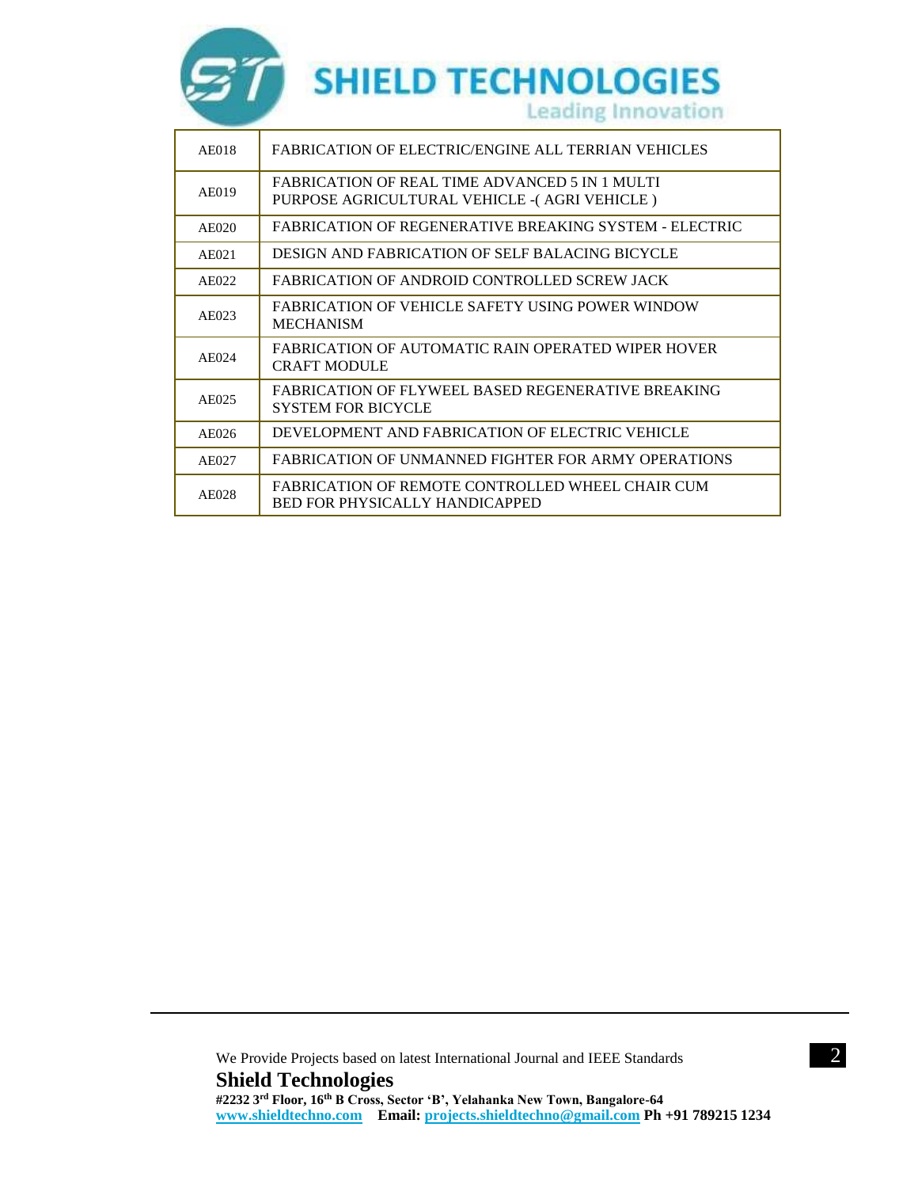| AE018 | FABRICATION OF ELECTRIC/ENGINE ALL TERRIAN VEHICLES |
|---|---|
| AE019 | FABRICATION OF REAL TIME ADVANCED 5 IN 1 MULTI PURPOSE AGRICULTURAL VEHICLE -( AGRI VEHICLE ) |
| AE020 | FABRICATION OF REGENERATIVE BREAKING SYSTEM - ELECTRIC |
| AE021 | DESIGN AND FABRICATION OF SELF BALACING BICYCLE |
| AE022 | FABRICATION OF ANDROID CONTROLLED SCREW JACK |
| AE023 | FABRICATION OF VEHICLE SAFETY USING POWER WINDOW MECHANISM |
| AE024 | FABRICATION OF AUTOMATIC RAIN OPERATED WIPER HOVER CRAFT MODULE |
| AE025 | FABRICATION OF FLYWEEL BASED REGENERATIVE BREAKING SYSTEM FOR BICYCLE |
| AE026 | DEVELOPMENT AND FABRICATION OF ELECTRIC VEHICLE |
| AE027 | FABRICATION OF UNMANNED FIGHTER FOR ARMY OPERATIONS |
| AE028 | FABRICATION OF REMOTE CONTROLLED WHEEL CHAIR CUM BED FOR PHYSICALLY HANDICAPPED |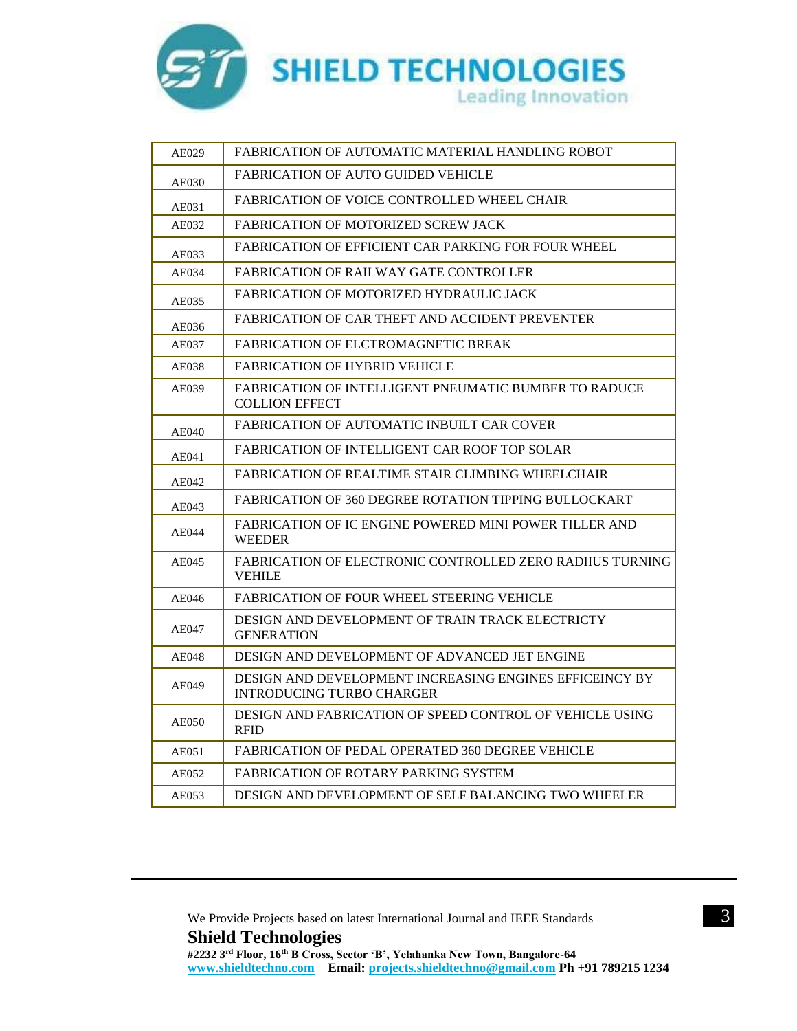| AE029 | FABRICATION OF AUTOMATIC MATERIAL HANDLING ROBOT |
|---|---|
| AE030 | FABRICATION OF AUTO GUIDED VEHICLE |
| AE031 | FABRICATION OF VOICE CONTROLLED WHEEL CHAIR |
| AE032 | FABRICATION OF MOTORIZED SCREW JACK |
| AE033 | FABRICATION OF EFFICIENT CAR PARKING FOR FOUR WHEEL |
| AE034 | FABRICATION OF RAILWAY GATE CONTROLLER |
| AE035 | FABRICATION OF MOTORIZED HYDRAULIC JACK |
| AE036 | FABRICATION OF CAR THEFT AND ACCIDENT PREVENTER |
| AE037 | FABRICATION OF ELCTROMAGNETIC BREAK |
| AE038 | FABRICATION OF HYBRID VEHICLE |
| AE039 | FABRICATION OF INTELLIGENT PNEUMATIC BUMBER TO RADUCE COLLION EFFECT |
| AE040 | FABRICATION OF AUTOMATIC INBUILT CAR COVER |
| AE041 | FABRICATION OF INTELLIGENT CAR ROOF TOP SOLAR |
| AE042 | FABRICATION OF REALTIME STAIR CLIMBING WHEELCHAIR |
| AE043 | FABRICATION OF 360 DEGREE ROTATION TIPPING BULLOCKART |
| AE044 | FABRICATION OF IC ENGINE POWERED MINI POWER TILLER AND WEEDER |
| AE045 | FABRICATION OF ELECTRONIC CONTROLLED ZERO RADIIUS TURNING VEHILE |
| AE046 | FABRICATION OF FOUR WHEEL STEERING VEHICLE |
| AE047 | DESIGN AND DEVELOPMENT OF TRAIN TRACK ELECTRICTY GENERATION |
| AE048 | DESIGN AND DEVELOPMENT OF ADVANCED JET ENGINE |
| AE049 | DESIGN AND DEVELOPMENT INCREASING ENGINES EFFICEINCY BY INTRODUCING TURBO CHARGER |
| AE050 | DESIGN AND FABRICATION OF SPEED CONTROL OF VEHICLE USING RFID |
| AE051 | FABRICATION OF PEDAL OPERATED 360 DEGREE VEHICLE |
| AE052 | FABRICATION OF ROTARY PARKING SYSTEM |
| AE053 | DESIGN AND DEVELOPMENT OF SELF BALANCING TWO WHEELER |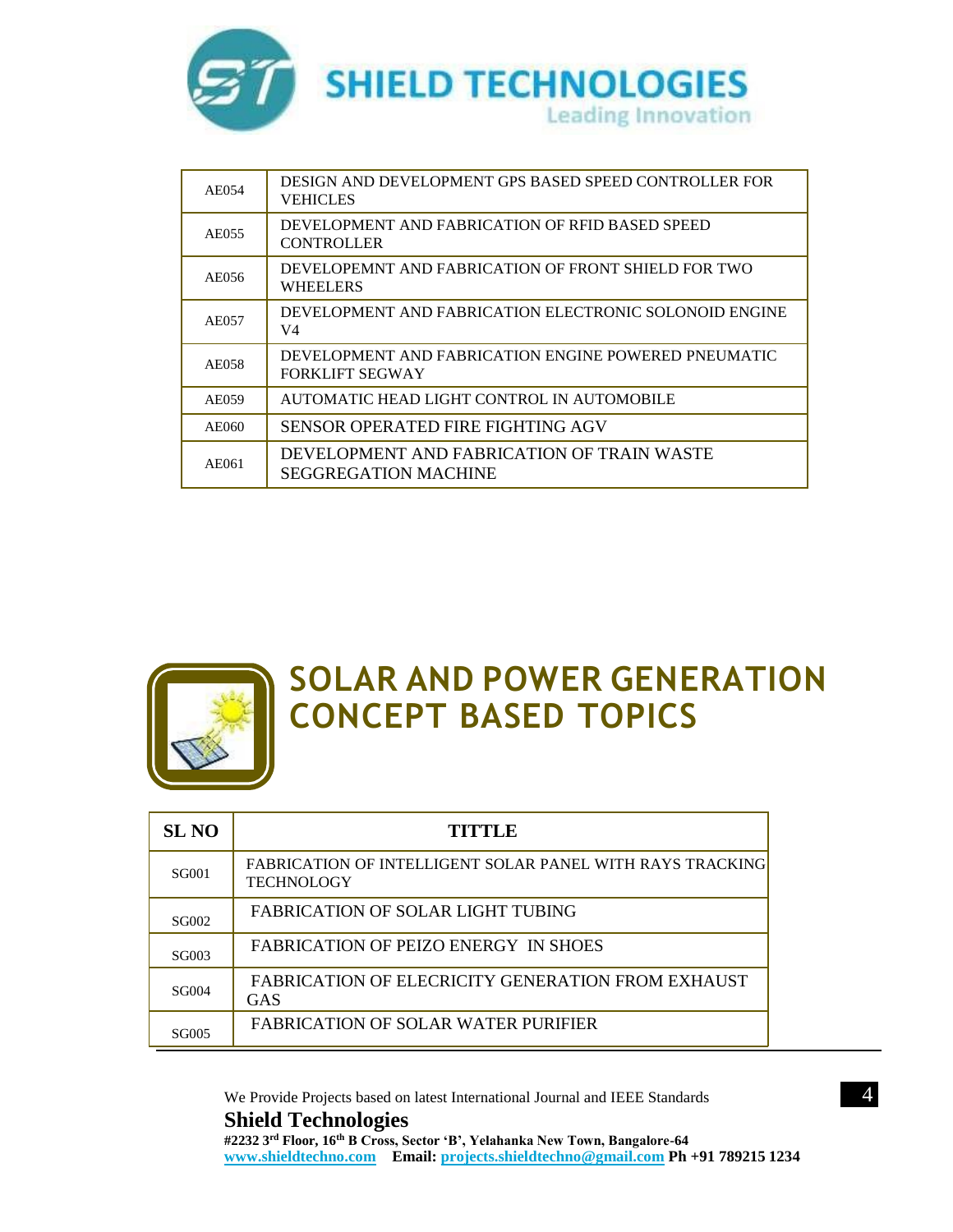| | |
|---|---|
| AE054 | DESIGN AND DEVELOPMENT GPS BASED SPEED CONTROLLER FOR VEHICLES |
| AE055 | DEVELOPMENT AND FABRICATION OF RFID BASED SPEED CONTROLLER |
| AE056 | DEVELOPEMNT AND FABRICATION OF FRONT SHIELD FOR TWO WHEELERS |
| AE057 | DEVELOPMENT AND FABRICATION ELECTRONIC SOLONOID ENGINE V4 |
| AE058 | DEVELOPMENT AND FABRICATION ENGINE POWERED PNEUMATIC FORKLIFT SEGWAY |
| AE059 | AUTOMATIC HEAD LIGHT CONTROL IN AUTOMOBILE |
| AE060 | SENSOR OPERATED FIRE FIGHTING AGV |
| AE061 | DEVELOPMENT AND FABRICATION OF TRAIN WASTE SEGGREGATION MACHINE |

# SOLAR AND POWER GENERATION CONCEPT BASED TOPICS

| SL NO | TITTLE |
|---|---|
| SG001 | FABRICATION OF INTELLIGENT SOLAR PANEL WITH RAYS TRACKING TECHNOLOGY |
| SG002 | FABRICATION OF SOLAR LIGHT TUBING |
| SG003 | FABRICATION OF PEIZO ENERGY IN SHOES |
| SG004 | FABRICATION OF ELECRICITY GENERATION FROM EXHAUST GAS |
| SG005 | FABRICATION OF SOLAR WATER PURIFIER |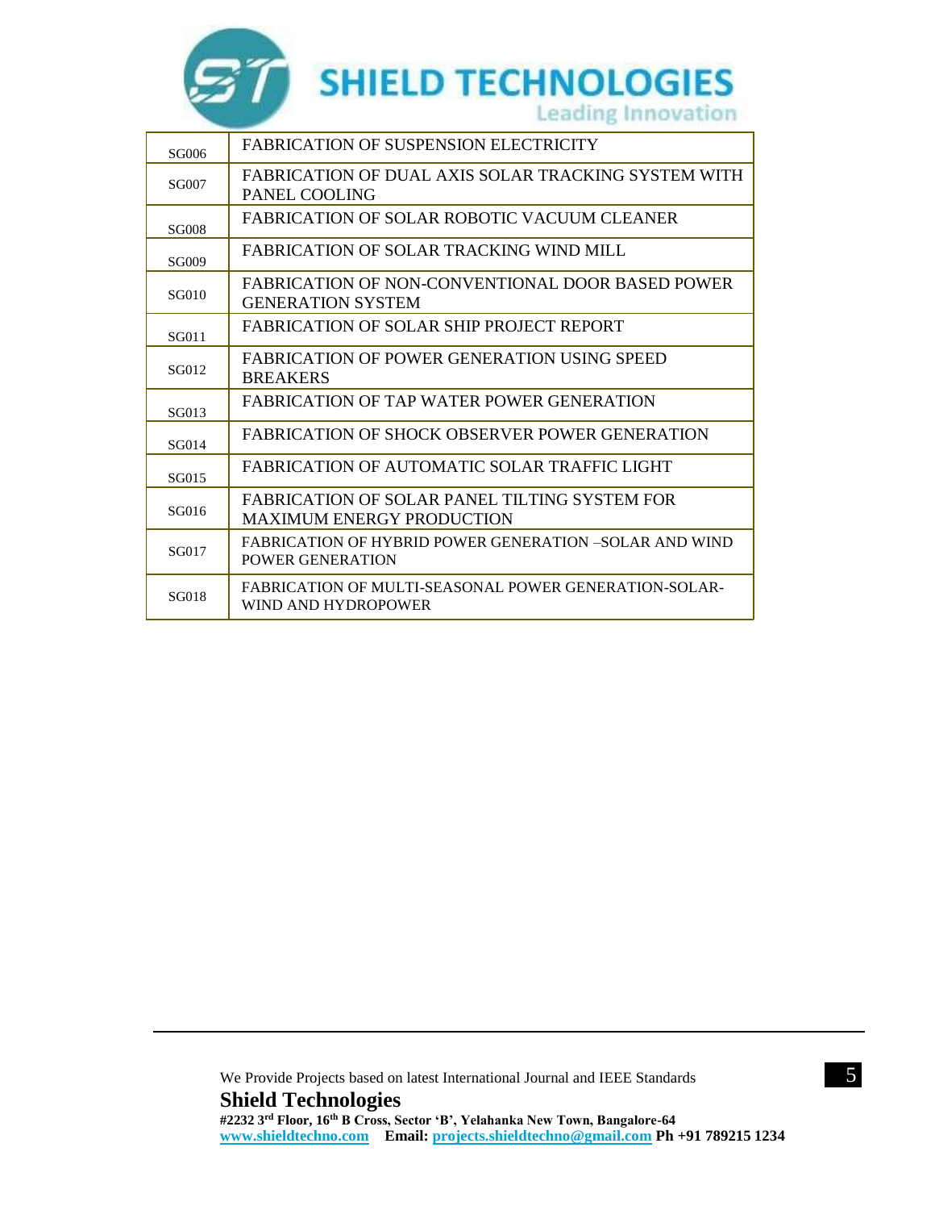| | |
|---|---|
| SG006 | FABRICATION OF SUSPENSION ELECTRICITY |
| SG007 | FABRICATION OF DUAL AXIS SOLAR TRACKING SYSTEM WITH PANEL COOLING |
| SG008 | FABRICATION OF SOLAR ROBOTIC VACUUM CLEANER |
| SG009 | FABRICATION OF SOLAR TRACKING WIND MILL |
| SG010 | FABRICATION OF NON-CONVENTIONAL DOOR BASED POWER GENERATION SYSTEM |
| SG011 | FABRICATION OF SOLAR SHIP PROJECT REPORT |
| SG012 | FABRICATION OF POWER GENERATION USING SPEED BREAKERS |
| SG013 | FABRICATION OF TAP WATER POWER GENERATION |
| SG014 | FABRICATION OF SHOCK OBSERVER POWER GENERATION |
| SG015 | FABRICATION OF AUTOMATIC SOLAR TRAFFIC LIGHT |
| SG016 | FABRICATION OF SOLAR PANEL TILTING SYSTEM FOR MAXIMUM ENERGY PRODUCTION |
| SG017 | FABRICATION OF HYBRID POWER GENERATION –SOLAR AND WIND POWER GENERATION |
| SG018 | FABRICATION OF MULTI-SEASONAL POWER GENERATION-SOLAR-WIND AND HYDROPOWER |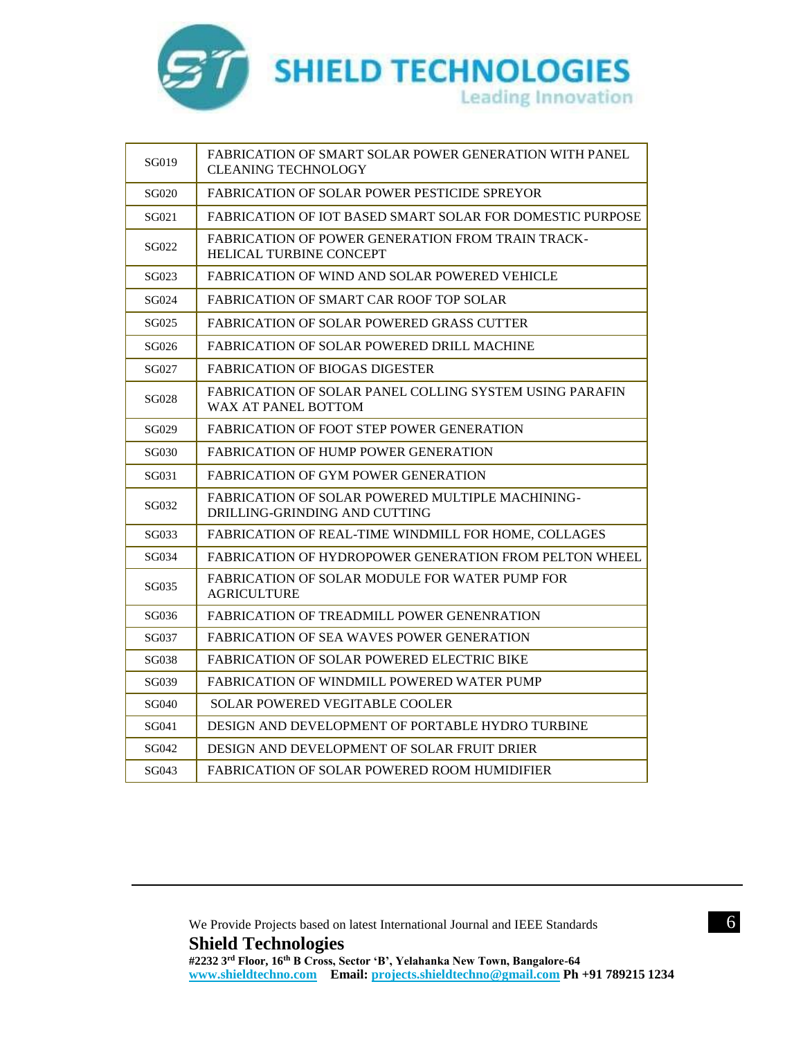| SG019 | FABRICATION OF SMART SOLAR POWER GENERATION WITH PANEL CLEANING TECHNOLOGY |
|---|---|
| SG020 | FABRICATION OF SOLAR POWER PESTICIDE SPREYOR |
| SG021 | FABRICATION OF IOT BASED SMART SOLAR FOR DOMESTIC PURPOSE |
| SG022 | FABRICATION OF POWER GENERATION FROM TRAIN TRACK-HELICAL TURBINE CONCEPT |
| SG023 | FABRICATION OF WIND AND SOLAR POWERED VEHICLE |
| SG024 | FABRICATION OF SMART CAR ROOF TOP SOLAR |
| SG025 | FABRICATION OF SOLAR POWERED GRASS CUTTER |
| SG026 | FABRICATION OF SOLAR POWERED DRILL MACHINE |
| SG027 | FABRICATION OF BIOGAS DIGESTER |
| SG028 | FABRICATION OF SOLAR PANEL COLLING SYSTEM USING PARAFIN WAX AT PANEL BOTTOM |
| SG029 | FABRICATION OF FOOT STEP POWER GENERATION |
| SG030 | FABRICATION OF HUMP POWER GENERATION |
| SG031 | FABRICATION OF GYM POWER GENERATION |
| SG032 | FABRICATION OF SOLAR POWERED MULTIPLE MACHINING-DRILLING-GRINDING AND CUTTING |
| SG033 | FABRICATION OF REAL-TIME WINDMILL FOR HOME, COLLAGES |
| SG034 | FABRICATION OF HYDROPOWER GENERATION FROM PELTON WHEEL |
| SG035 | FABRICATION OF SOLAR MODULE FOR WATER PUMP FOR AGRICULTURE |
| SG036 | FABRICATION OF TREADMILL POWER GENENRATION |
| SG037 | FABRICATION OF SEA WAVES POWER GENERATION |
| SG038 | FABRICATION OF SOLAR POWERED ELECTRIC BIKE |
| SG039 | FABRICATION OF WINDMILL POWERED WATER PUMP |
| SG040 | SOLAR POWERED VEGITABLE COOLER |
| SG041 | DESIGN AND DEVELOPMENT OF PORTABLE HYDRO TURBINE |
| SG042 | DESIGN AND DEVELOPMENT OF SOLAR FRUIT DRIER |
| SG043 | FABRICATION OF SOLAR POWERED ROOM HUMIDIFIER |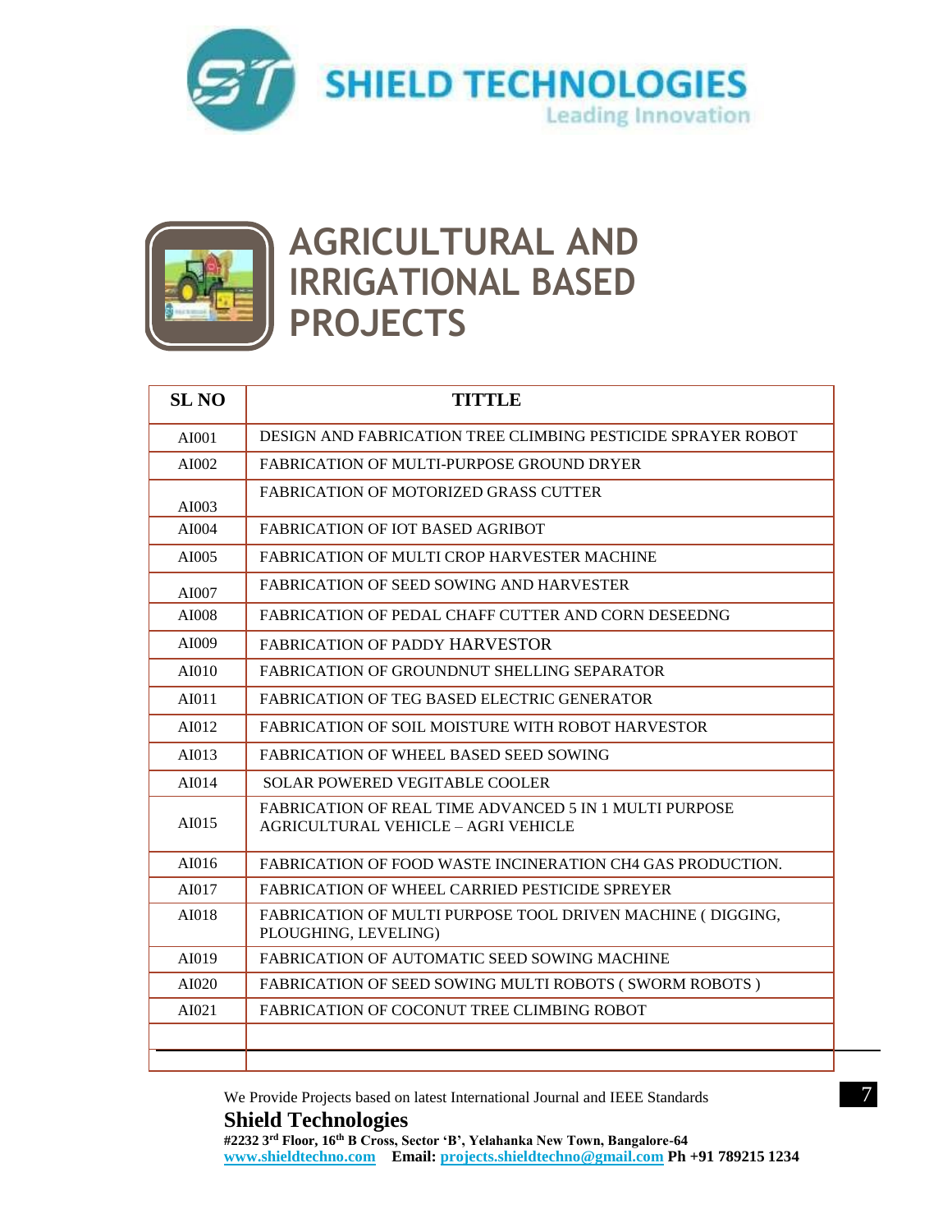# SHIELD TECHNOLOGIES

Leading Innovation

## AGRICULTURAL AND IRRIGATIONAL BASED PROJECTS

| SL NO | TITTLE |
|---|---|
| AI001 | DESIGN AND FABRICATION TREE CLIMBING PESTICIDE SPRAYER ROBOT |
| AI002 | FABRICATION OF MULTI-PURPOSE GROUND DRYER |
| AI003 | FABRICATION OF MOTORIZED GRASS CUTTER |
| AI004 | FABRICATION OF IOT BASED AGRIBOT |
| AI005 | FABRICATION OF MULTI CROP HARVESTER MACHINE |
| AI007 | FABRICATION OF SEED SOWING AND HARVESTER |
| AI008 | FABRICATION OF PEDAL CHAFF CUTTER AND CORN DESEEDNG |
| AI009 | FABRICATION OF PADDY HARVESTOR |
| AI010 | FABRICATION OF GROUNDNUT SHELLING SEPARATOR |
| AI011 | FABRICATION OF TEG BASED ELECTRIC GENERATOR |
| AI012 | FABRICATION OF SOIL MOISTURE WITH ROBOT HARVESTOR |
| AI013 | FABRICATION OF WHEEL BASED SEED SOWING |
| AI014 | SOLAR POWERED VEGITABLE COOLER |
| AI015 | FABRICATION OF REAL TIME ADVANCED 5 IN 1 MULTI PURPOSE AGRICULTURAL VEHICLE – AGRI VEHICLE |
| AI016 | FABRICATION OF FOOD WASTE INCINERATION CH4 GAS PRODUCTION. |
| AI017 | FABRICATION OF WHEEL CARRIED PESTICIDE SPREYER |
| AI018 | FABRICATION OF MULTI PURPOSE TOOL DRIVEN MACHINE ( DIGGING, PLOUGHING, LEVELING) |
| AI019 | FABRICATION OF AUTOMATIC SEED SOWING MACHINE |
| AI020 | FABRICATION OF SEED SOWING MULTI ROBOTS ( SWORM ROBOTS ) |
| AI021 | FABRICATION OF COCONUT TREE CLIMBING ROBOT |
| | |
| | |

We Provide Projects based on latest International Journal and IEEE Standards

**Shield Technologies**

**#2232 3rd Floor, 16th B Cross, Sector 'B', Yelahanka New Town, Bangalore-64**

**www.shieldtechno.com Email: projects.shieldtechno@gmail.com Ph +91 789215 1234**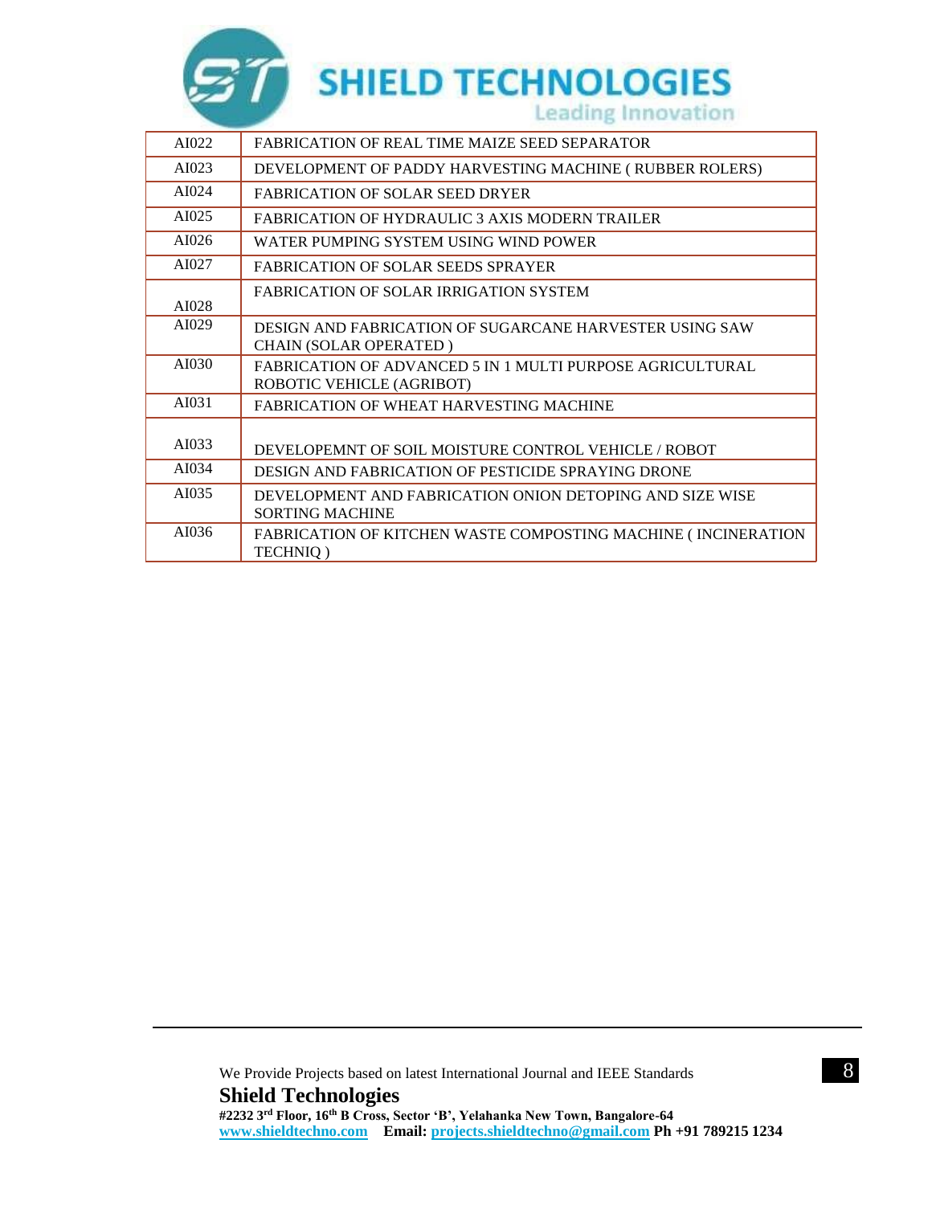| AI022 | FABRICATION OF REAL TIME MAIZE SEED SEPARATOR |
|---|---|
| AI023 | DEVELOPMENT OF PADDY HARVESTING MACHINE ( RUBBER ROLERS) |
| AI024 | FABRICATION OF SOLAR SEED DRYER |
| AI025 | FABRICATION OF HYDRAULIC 3 AXIS MODERN TRAILER |
| AI026 | WATER PUMPING SYSTEM USING WIND POWER |
| AI027 | FABRICATION OF SOLAR SEEDS SPRAYER |
| AI028 | FABRICATION OF SOLAR IRRIGATION SYSTEM |
| AI029 | DESIGN AND FABRICATION OF SUGARCANE HARVESTER USING SAW CHAIN (SOLAR OPERATED ) |
| AI030 | FABRICATION OF ADVANCED 5 IN 1 MULTI PURPOSE AGRICULTURAL ROBOTIC VEHICLE (AGRIBOT) |
| AI031 | FABRICATION OF WHEAT HARVESTING MACHINE |
| AI033 | DEVELOPEMNT OF SOIL MOISTURE CONTROL VEHICLE / ROBOT |
| AI034 | DESIGN AND FABRICATION OF PESTICIDE SPRAYING DRONE |
| AI035 | DEVELOPMENT AND FABRICATION ONION DETOPING AND SIZE WISE SORTING MACHINE |
| AI036 | FABRICATION OF KITCHEN WASTE COMPOSTING MACHINE ( INCINERATION TECHNIQ ) |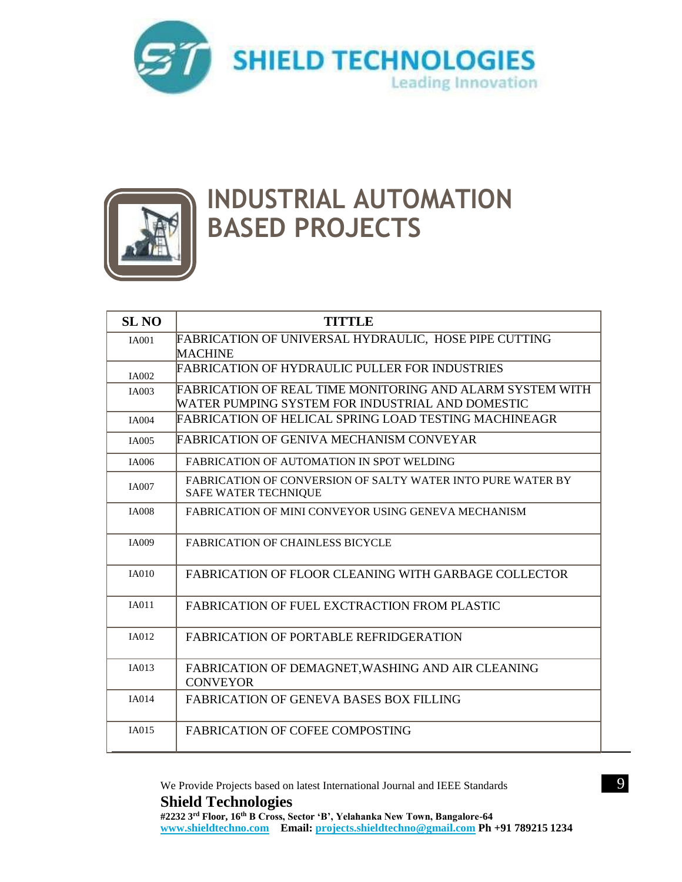# INDUSTRIAL AUTOMATION BASED PROJECTS

| SL NO | TITTLE |
|---|---|
| IA001 | FABRICATION OF UNIVERSAL HYDRAULIC, HOSE PIPE CUTTING MACHINE |
| IA002 | FABRICATION OF HYDRAULIC PULLER FOR INDUSTRIES |
| IA003 | FABRICATION OF REAL TIME MONITORING AND ALARM SYSTEM WITH WATER PUMPING SYSTEM FOR INDUSTRIAL AND DOMESTIC |
| IA004 | FABRICATION OF HELICAL SPRING LOAD TESTING MACHINEAGR |
| IA005 | FABRICATION OF GENIVA MECHANISM CONVEYAR |
| IA006 | FABRICATION OF AUTOMATION IN SPOT WELDING |
| IA007 | FABRICATION OF CONVERSION OF SALTY WATER INTO PURE WATER BY SAFE WATER TECHNIQUE |
| IA008 | FABRICATION OF MINI CONVEYOR USING GENEVA MECHANISM |
| IA009 | FABRICATION OF CHAINLESS BICYCLE |
| IA010 | FABRICATION OF FLOOR CLEANING WITH GARBAGE COLLECTOR |
| IA011 | FABRICATION OF FUEL EXCTRACTION FROM PLASTIC |
| IA012 | FABRICATION OF PORTABLE REFRIDGERATION |
| IA013 | FABRICATION OF DEMAGNET,WASHING AND AIR CLEANING CONVEYOR |
| IA014 | FABRICATION OF GENEVA BASES BOX FILLING |
| IA015 | FABRICATION OF COFEE COMPOSTING |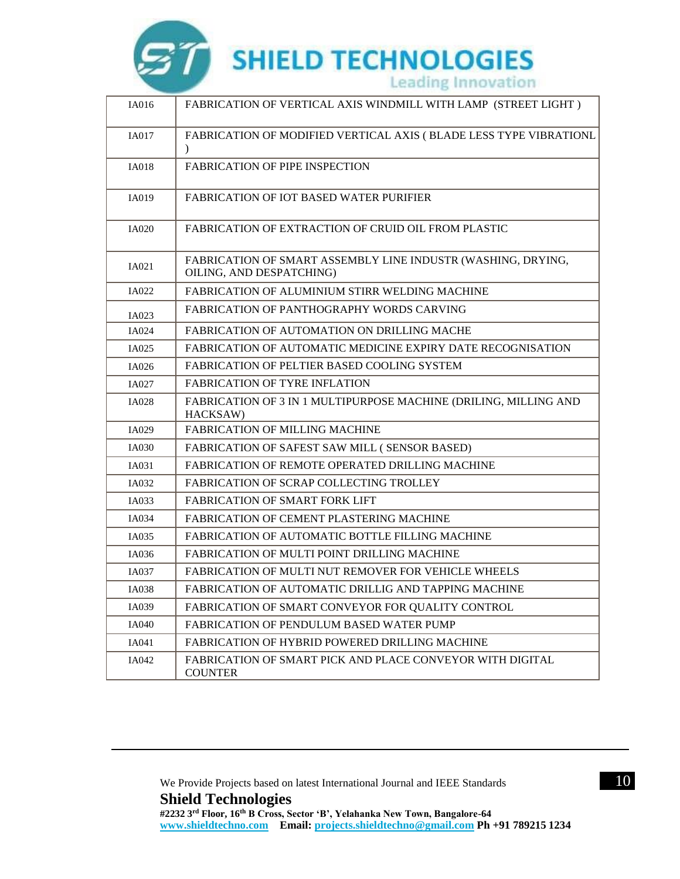| IA016 | FABRICATION OF VERTICAL AXIS WINDMILL WITH LAMP (STREET LIGHT ) |
|---|---|
| IA017 | FABRICATION OF MODIFIED VERTICAL AXIS ( BLADE LESS TYPE VIBRATIONL ) |
| IA018 | FABRICATION OF PIPE INSPECTION |
| IA019 | FABRICATION OF IOT BASED WATER PURIFIER |
| IA020 | FABRICATION OF EXTRACTION OF CRUID OIL FROM PLASTIC |
| IA021 | FABRICATION OF SMART ASSEMBLY LINE INDUSTR (WASHING, DRYING, OILING, AND DESPATCHING) |
| IA022 | FABRICATION OF ALUMINIUM STIRR WELDING MACHINE |
| IA023 | FABRICATION OF PANTHOGRAPHY WORDS CARVING |
| IA024 | FABRICATION OF AUTOMATION ON DRILLING MACHE |
| IA025 | FABRICATION OF AUTOMATIC MEDICINE EXPIRY DATE RECOGNISATION |
| IA026 | FABRICATION OF PELTIER BASED COOLING SYSTEM |
| IA027 | FABRICATION OF TYRE INFLATION |
| IA028 | FABRICATION OF 3 IN 1 MULTIPURPOSE MACHINE (DRILING, MILLING AND HACKSAW) |
| IA029 | FABRICATION OF MILLING MACHINE |
| IA030 | FABRICATION OF SAFEST SAW MILL ( SENSOR BASED) |
| IA031 | FABRICATION OF REMOTE OPERATED DRILLING MACHINE |
| IA032 | FABRICATION OF SCRAP COLLECTING TROLLEY |
| IA033 | FABRICATION OF SMART FORK LIFT |
| IA034 | FABRICATION OF CEMENT PLASTERING MACHINE |
| IA035 | FABRICATION OF AUTOMATIC BOTTLE FILLING MACHINE |
| IA036 | FABRICATION OF MULTI POINT DRILLING MACHINE |
| IA037 | FABRICATION OF MULTI NUT REMOVER FOR VEHICLE WHEELS |
| IA038 | FABRICATION OF AUTOMATIC DRILLING AND TAPPING MACHINE |
| IA039 | FABRICATION OF SMART CONVEYOR FOR QUALITY CONTROL |
| IA040 | FABRICATION OF PENDULUM BASED WATER PUMP |
| IA041 | FABRICATION OF HYBRID POWERED DRILLING MACHINE |
| IA042 | FABRICATION OF SMART PICK AND PLACE CONVEYOR WITH DIGITAL COUNTER |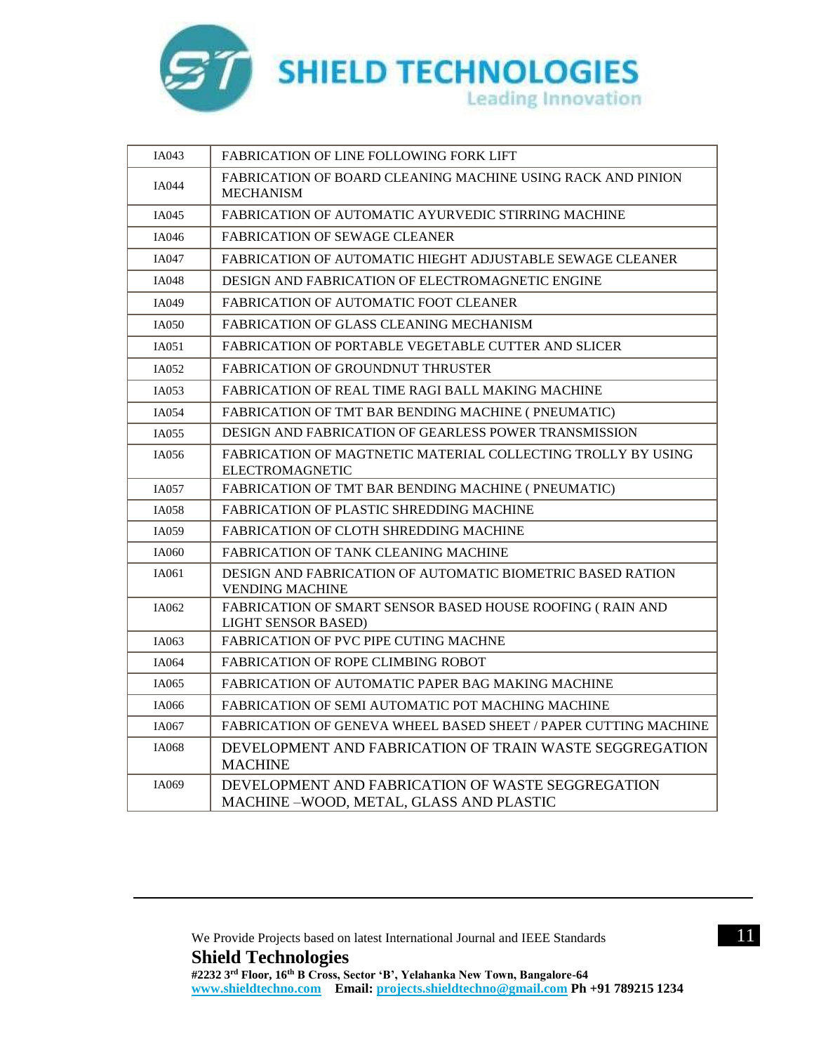| IA043 | FABRICATION OF LINE FOLLOWING FORK LIFT |
|---|---|
| IA044 | FABRICATION OF BOARD CLEANING MACHINE USING RACK AND PINION MECHANISM |
| IA045 | FABRICATION OF AUTOMATIC AYURVEDIC STIRRING MACHINE |
| IA046 | FABRICATION OF SEWAGE CLEANER |
| IA047 | FABRICATION OF AUTOMATIC HIEGHT ADJUSTABLE SEWAGE CLEANER |
| IA048 | DESIGN AND FABRICATION OF ELECTROMAGNETIC ENGINE |
| IA049 | FABRICATION OF AUTOMATIC FOOT CLEANER |
| IA050 | FABRICATION OF GLASS CLEANING MECHANISM |
| IA051 | FABRICATION OF PORTABLE VEGETABLE CUTTER AND SLICER |
| IA052 | FABRICATION OF GROUNDNUT THRUSTER |
| IA053 | FABRICATION OF REAL TIME RAGI BALL MAKING MACHINE |
| IA054 | FABRICATION OF TMT BAR BENDING MACHINE ( PNEUMATIC) |
| IA055 | DESIGN AND FABRICATION OF GEARLESS POWER TRANSMISSION |
| IA056 | FABRICATION OF MAGTNETIC MATERIAL COLLECTING TROLLY BY USING ELECTROMAGNETIC |
| IA057 | FABRICATION OF TMT BAR BENDING MACHINE ( PNEUMATIC) |
| IA058 | FABRICATION OF PLASTIC SHREDDING MACHINE |
| IA059 | FABRICATION OF CLOTH SHREDDING MACHINE |
| IA060 | FABRICATION OF TANK CLEANING MACHINE |
| IA061 | DESIGN AND FABRICATION OF AUTOMATIC BIOMETRIC BASED RATION VENDING MACHINE |
| IA062 | FABRICATION OF SMART SENSOR BASED HOUSE ROOFING ( RAIN AND LIGHT SENSOR BASED) |
| IA063 | FABRICATION OF PVC PIPE CUTING MACHNE |
| IA064 | FABRICATION OF ROPE CLIMBING ROBOT |
| IA065 | FABRICATION OF AUTOMATIC PAPER BAG MAKING MACHINE |
| IA066 | FABRICATION OF SEMI AUTOMATIC POT MACHING MACHINE |
| IA067 | FABRICATION OF GENEVA WHEEL BASED SHEET / PAPER CUTTING MACHINE |
| IA068 | DEVELOPMENT AND FABRICATION OF TRAIN WASTE SEGGREGATION MACHINE |
| IA069 | DEVELOPMENT AND FABRICATION OF WASTE SEGGREGATION MACHINE –WOOD, METAL, GLASS AND PLASTIC |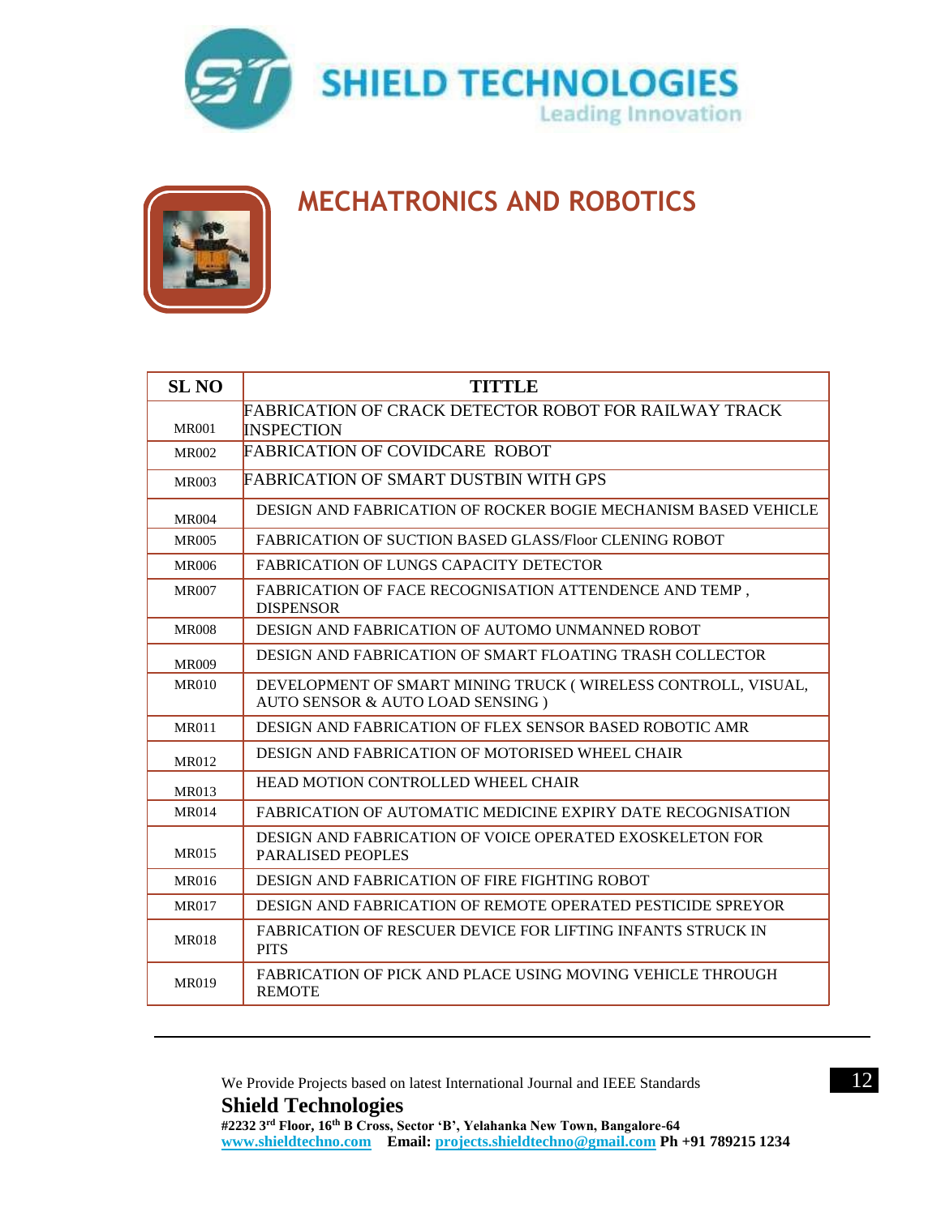# MECHATRONICS AND ROBOTICS

| SL NO | TITTLE |
|---|---|
| MR001 | FABRICATION OF CRACK DETECTOR ROBOT FOR RAILWAY TRACK INSPECTION |
| MR002 | FABRICATION OF COVIDCARE ROBOT |
| MR003 | FABRICATION OF SMART DUSTBIN WITH GPS |
| MR004 | DESIGN AND FABRICATION OF ROCKER BOGIE MECHANISM BASED VEHICLE |
| MR005 | FABRICATION OF SUCTION BASED GLASS/Floor CLENING ROBOT |
| MR006 | FABRICATION OF LUNGS CAPACITY DETECTOR |
| MR007 | FABRICATION OF FACE RECOGNISATION ATTENDENCE AND TEMP , DISPENSOR |
| MR008 | DESIGN AND FABRICATION OF AUTOMO UNMANNED ROBOT |
| MR009 | DESIGN AND FABRICATION OF SMART FLOATING TRASH COLLECTOR |
| MR010 | DEVELOPMENT OF SMART MINING TRUCK ( WIRELESS CONTROLL, VISUAL, AUTO SENSOR & AUTO LOAD SENSING ) |
| MR011 | DESIGN AND FABRICATION OF FLEX SENSOR BASED ROBOTIC AMR |
| MR012 | DESIGN AND FABRICATION OF MOTORISED WHEEL CHAIR |
| MR013 | HEAD MOTION CONTROLLED WHEEL CHAIR |
| MR014 | FABRICATION OF AUTOMATIC MEDICINE EXPIRY DATE RECOGNISATION |
| MR015 | DESIGN AND FABRICATION OF VOICE OPERATED EXOSKELETON FOR PARALISED PEOPLES |
| MR016 | DESIGN AND FABRICATION OF FIRE FIGHTING ROBOT |
| MR017 | DESIGN AND FABRICATION OF REMOTE OPERATED PESTICIDE SPREYOR |
| MR018 | FABRICATION OF RESCUER DEVICE FOR LIFTING INFANTS STRUCK IN PITS |
| MR019 | FABRICATION OF PICK AND PLACE USING MOVING VEHICLE THROUGH REMOTE |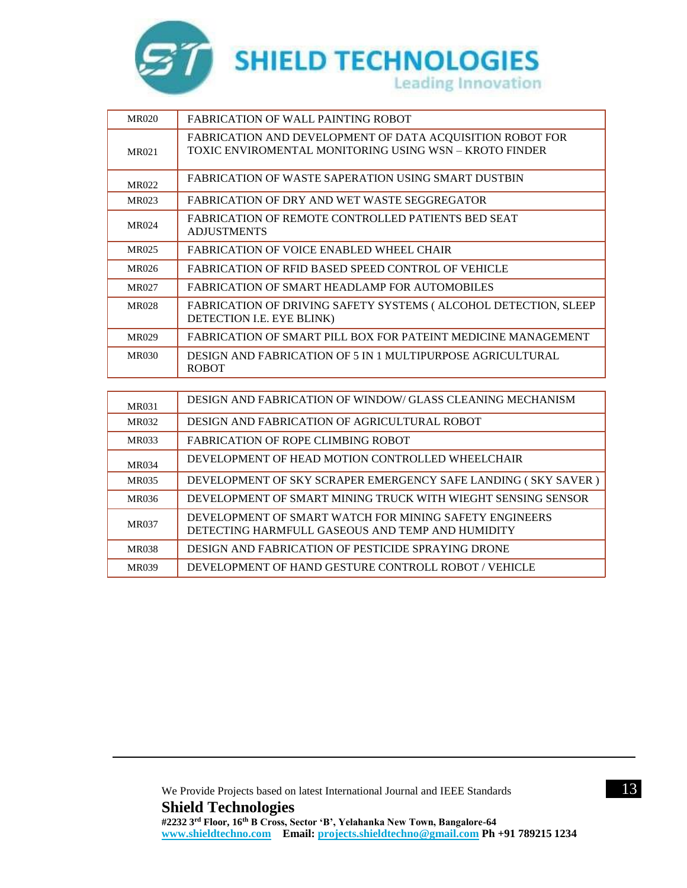| | |
|---|---|
| MR020 | FABRICATION OF WALL PAINTING ROBOT |
| MR021 | FABRICATION AND DEVELOPMENT OF DATA ACQUISITION ROBOT FOR TOXIC ENVIROMENTAL MONITORING USING WSN – KROTO FINDER |
| MR022 | FABRICATION OF WASTE SAPERATION USING SMART DUSTBIN |
| MR023 | FABRICATION OF DRY AND WET WASTE SEGGREGATOR |
| MR024 | FABRICATION OF REMOTE CONTROLLED PATIENTS BED SEAT ADJUSTMENTS |
| MR025 | FABRICATION OF VOICE ENABLED WHEEL CHAIR |
| MR026 | FABRICATION OF RFID BASED SPEED CONTROL OF VEHICLE |
| MR027 | FABRICATION OF SMART HEADLAMP FOR AUTOMOBILES |
| MR028 | FABRICATION OF DRIVING SAFETY SYSTEMS ( ALCOHOL DETECTION, SLEEP DETECTION I.E. EYE BLINK) |
| MR029 | FABRICATION OF SMART PILL BOX FOR PATEINT MEDICINE MANAGEMENT |
| MR030 | DESIGN AND FABRICATION OF 5 IN 1 MULTIPURPOSE AGRICULTURAL ROBOT |
| MR031 | DESIGN AND FABRICATION OF WINDOW/ GLASS CLEANING MECHANISM |
| MR032 | DESIGN AND FABRICATION OF AGRICULTURAL ROBOT |
| MR033 | FABRICATION OF ROPE CLIMBING ROBOT |
| MR034 | DEVELOPMENT OF HEAD MOTION CONTROLLED WHEELCHAIR |
| MR035 | DEVELOPMENT OF SKY SCRAPER EMERGENCY SAFE LANDING ( SKY SAVER ) |
| MR036 | DEVELOPMENT OF SMART MINING TRUCK WITH WIEGHT SENSING SENSOR |
| MR037 | DEVELOPMENT OF SMART WATCH FOR MINING SAFETY ENGINEERS DETECTING HARMFULL GASEOUS AND TEMP AND HUMIDITY |
| MR038 | DESIGN AND FABRICATION OF PESTICIDE SPRAYING DRONE |
| MR039 | DEVELOPMENT OF HAND GESTURE CONTROLL ROBOT / VEHICLE |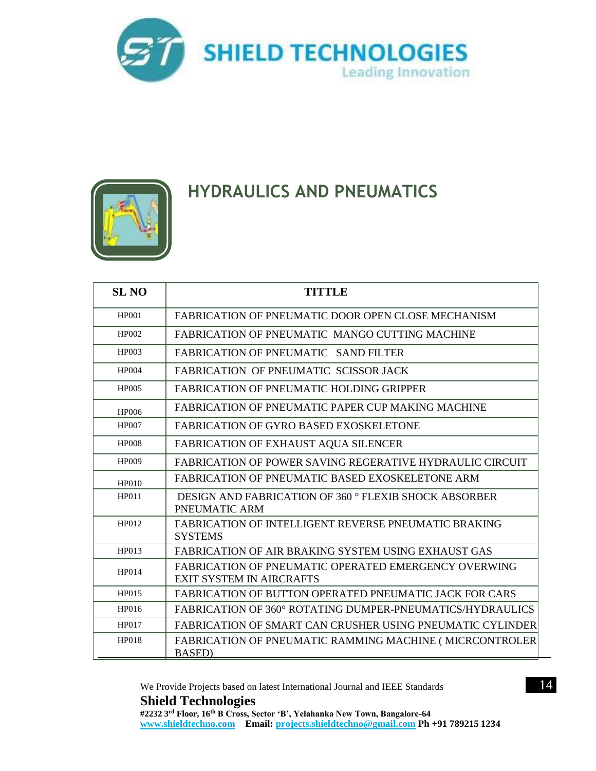# HYDRAULICS AND PNEUMATICS

| SL NO | TITTLE |
|---|---|
| HP001 | FABRICATION OF PNEUMATIC DOOR OPEN CLOSE MECHANISM |
| HP002 | FABRICATION OF PNEUMATIC MANGO CUTTING MACHINE |
| HP003 | FABRICATION OF PNEUMATIC SAND FILTER |
| HP004 | FABRICATION OF PNEUMATIC SCISSOR JACK |
| HP005 | FABRICATION OF PNEUMATIC HOLDING GRIPPER |
| HP006 | FABRICATION OF PNEUMATIC PAPER CUP MAKING MACHINE |
| HP007 | FABRICATION OF GYRO BASED EXOSKELETONE |
| HP008 | FABRICATION OF EXHAUST AQUA SILENCER |
| HP009 | FABRICATION OF POWER SAVING REGERATIVE HYDRAULIC CIRCUIT |
| HP010 | FABRICATION OF PNEUMATIC BASED EXOSKELETONE ARM |
| HP011 | DESIGN AND FABRICATION OF 360 ° FLEXIB SHOCK ABSORBER PNEUMATIC ARM |
| HP012 | FABRICATION OF INTELLIGENT REVERSE PNEUMATIC BRAKING SYSTEMS |
| HP013 | FABRICATION OF AIR BRAKING SYSTEM USING EXHAUST GAS |
| HP014 | FABRICATION OF PNEUMATIC OPERATED EMERGENCY OVERWING EXIT SYSTEM IN AIRCRAFTS |
| HP015 | FABRICATION OF BUTTON OPERATED PNEUMATIC JACK FOR CARS |
| HP016 | FABRICATION OF 360° ROTATING DUMPER-PNEUMATICS/HYDRAULICS |
| HP017 | FABRICATION OF SMART CAN CRUSHER USING PNEUMATIC CYLINDER |
| HP018 | FABRICATION OF PNEUMATIC RAMMING MACHINE ( MICRCONTROLER BASED) |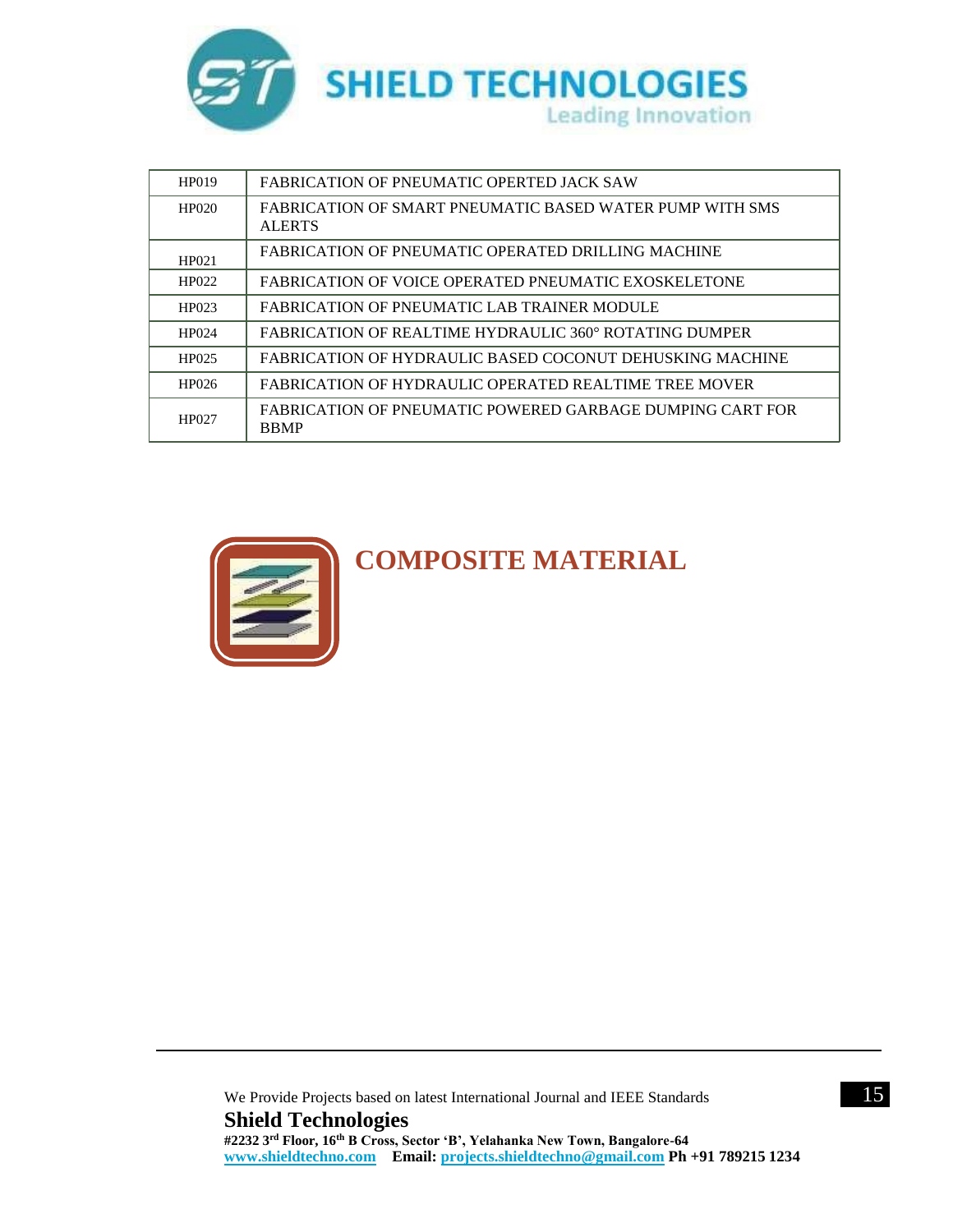| | |
|---|---|
| HP019 | FABRICATION OF PNEUMATIC OPERTED JACK SAW |
| HP020 | FABRICATION OF SMART PNEUMATIC BASED WATER PUMP WITH SMS ALERTS |
| HP021 | FABRICATION OF PNEUMATIC OPERATED DRILLING MACHINE |
| HP022 | FABRICATION OF VOICE OPERATED PNEUMATIC EXOSKELETONE |
| HP023 | FABRICATION OF PNEUMATIC LAB TRAINER MODULE |
| HP024 | FABRICATION OF REALTIME HYDRAULIC 360° ROTATING DUMPER |
| HP025 | FABRICATION OF HYDRAULIC BASED COCONUT DEHUSKING MACHINE |
| HP026 | FABRICATION OF HYDRAULIC OPERATED REALTIME TREE MOVER |
| HP027 | FABRICATION OF PNEUMATIC POWERED GARBAGE DUMPING CART FOR BBMP |

# COMPOSITE MATERIAL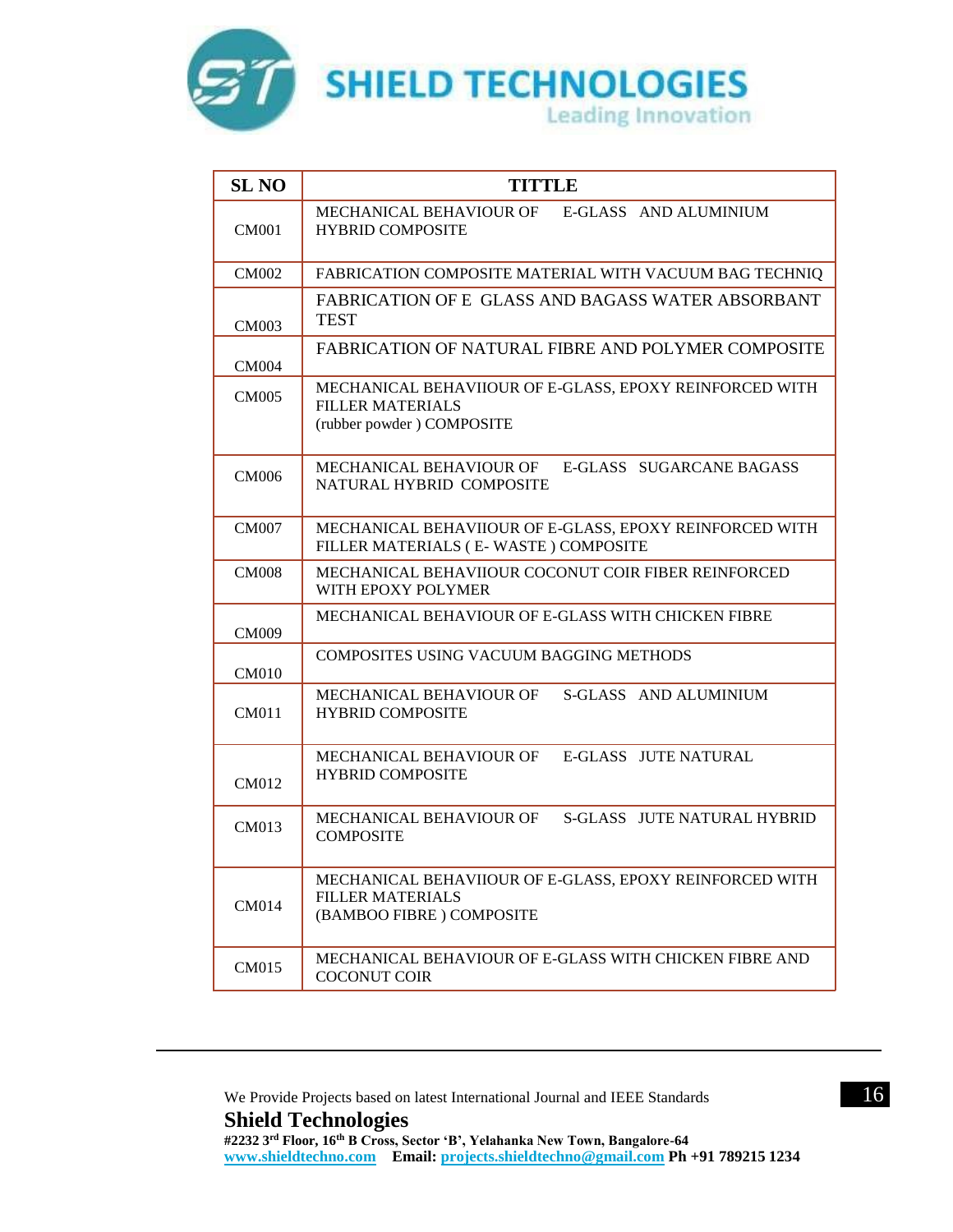| SL NO | TITTLE |
|---|---|
| CM001 | MECHANICAL BEHAVIOUR OF E-GLASS AND ALUMINIUM HYBRID COMPOSITE |
| CM002 | FABRICATION COMPOSITE MATERIAL WITH VACUUM BAG TECHNIQ |
| CM003 | FABRICATION OF E GLASS AND BAGASS WATER ABSORBANT TEST |
| CM004 | FABRICATION OF NATURAL FIBRE AND POLYMER COMPOSITE |
| CM005 | MECHANICAL BEHAVIIOUR OF E-GLASS, EPOXY REINFORCED WITH FILLER MATERIALS (rubber powder ) COMPOSITE |
| CM006 | MECHANICAL BEHAVIOUR OF E-GLASS SUGARCANE BAGASS NATURAL HYBRID COMPOSITE |
| CM007 | MECHANICAL BEHAVIIOUR OF E-GLASS, EPOXY REINFORCED WITH FILLER MATERIALS ( E- WASTE ) COMPOSITE |
| CM008 | MECHANICAL BEHAVIIOUR COCONUT COIR FIBER REINFORCED WITH EPOXY POLYMER |
| CM009 | MECHANICAL BEHAVIOUR OF E-GLASS WITH CHICKEN FIBRE |
| CM010 | COMPOSITES USING VACUUM BAGGING METHODS |
| CM011 | MECHANICAL BEHAVIOUR OF S-GLASS AND ALUMINIUM HYBRID COMPOSITE |
| CM012 | MECHANICAL BEHAVIOUR OF E-GLASS JUTE NATURAL HYBRID COMPOSITE |
| CM013 | MECHANICAL BEHAVIOUR OF S-GLASS JUTE NATURAL HYBRID COMPOSITE |
| CM014 | MECHANICAL BEHAVIIOUR OF E-GLASS, EPOXY REINFORCED WITH FILLER MATERIALS (BAMBOO FIBRE ) COMPOSITE |
| CM015 | MECHANICAL BEHAVIOUR OF E-GLASS WITH CHICKEN FIBRE AND COCONUT COIR |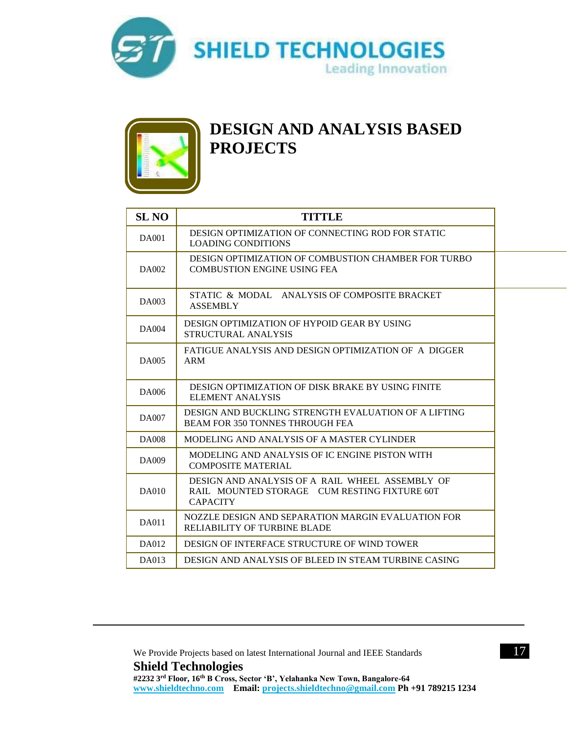# SHIELD TECHNOLOGIES

Leading Innovation

## DESIGN AND ANALYSIS BASED PROJECTS

| SL NO | TITTLE |
|---|---|
| DA001 | DESIGN OPTIMIZATION OF CONNECTING ROD FOR STATIC LOADING CONDITIONS |
| DA002 | DESIGN OPTIMIZATION OF COMBUSTION CHAMBER FOR TURBO COMBUSTION ENGINE USING FEA |
| DA003 | STATIC & MODAL ANALYSIS OF COMPOSITE BRACKET ASSEMBLY |
| DA004 | DESIGN OPTIMIZATION OF HYPOID GEAR BY USING STRUCTURAL ANALYSIS |
| DA005 | FATIGUE ANALYSIS AND DESIGN OPTIMIZATION OF A DIGGER ARM |
| DA006 | DESIGN OPTIMIZATION OF DISK BRAKE BY USING FINITE ELEMENT ANALYSIS |
| DA007 | DESIGN AND BUCKLING STRENGTH EVALUATION OF A LIFTING BEAM FOR 350 TONNES THROUGH FEA |
| DA008 | MODELING AND ANALYSIS OF A MASTER CYLINDER |
| DA009 | MODELING AND ANALYSIS OF IC ENGINE PISTON WITH COMPOSITE MATERIAL |
| DA010 | DESIGN AND ANALYSIS OF A RAIL WHEEL ASSEMBLY OF RAIL MOUNTED STORAGE CUM RESTING FIXTURE 60T CAPACITY |
| DA011 | NOZZLE DESIGN AND SEPARATION MARGIN EVALUATION FOR RELIABILITY OF TURBINE BLADE |
| DA012 | DESIGN OF INTERFACE STRUCTURE OF WIND TOWER |
| DA013 | DESIGN AND ANALYSIS OF BLEED IN STEAM TURBINE CASING |

We Provide Projects based on latest International Journal and IEEE Standards

**Shield Technologies**

**#2232 3rd Floor, 16th B Cross, Sector 'B', Yelahanka New Town, Bangalore-64**

www.shieldtechno.com **Email:** projects.shieldtechno@gmail.com **Ph +91 789215 1234**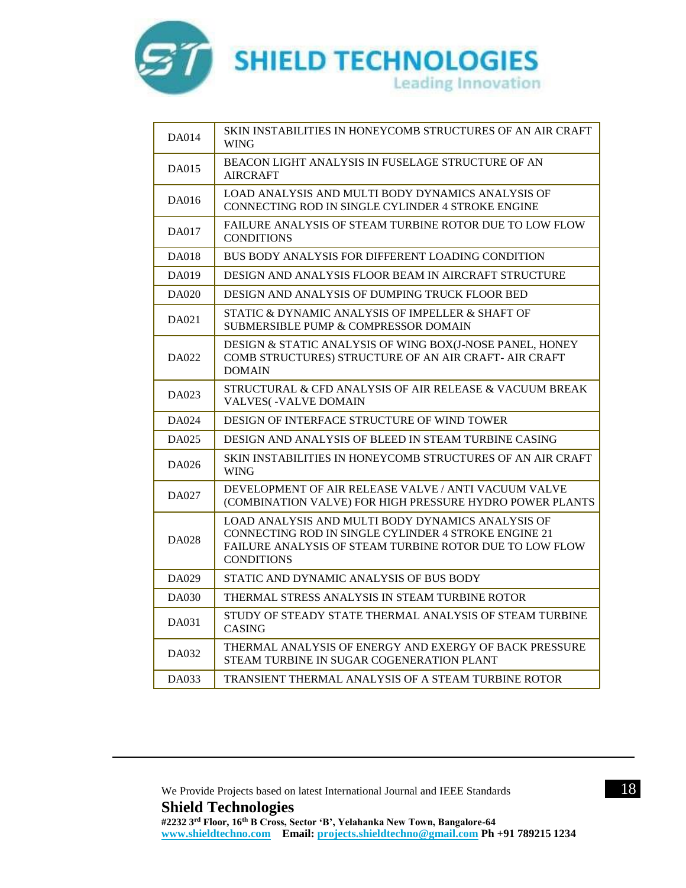| DA014 | SKIN INSTABILITIES IN HONEYCOMB STRUCTURES OF AN AIR CRAFT WING |
|---|---|
| DA015 | BEACON LIGHT ANALYSIS IN FUSELAGE STRUCTURE OF AN AIRCRAFT |
| DA016 | LOAD ANALYSIS AND MULTI BODY DYNAMICS ANALYSIS OF CONNECTING ROD IN SINGLE CYLINDER 4 STROKE ENGINE |
| DA017 | FAILURE ANALYSIS OF STEAM TURBINE ROTOR DUE TO LOW FLOW CONDITIONS |
| DA018 | BUS BODY ANALYSIS FOR DIFFERENT LOADING CONDITION |
| DA019 | DESIGN AND ANALYSIS FLOOR BEAM IN AIRCRAFT STRUCTURE |
| DA020 | DESIGN AND ANALYSIS OF DUMPING TRUCK FLOOR BED |
| DA021 | STATIC & DYNAMIC ANALYSIS OF IMPELLER & SHAFT OF SUBMERSIBLE PUMP & COMPRESSOR DOMAIN |
| DA022 | DESIGN & STATIC ANALYSIS OF WING BOX(J-NOSE PANEL, HONEY COMB STRUCTURES) STRUCTURE OF AN AIR CRAFT- AIR CRAFT DOMAIN |
| DA023 | STRUCTURAL & CFD ANALYSIS OF AIR RELEASE & VACUUM BREAK VALVES( -VALVE DOMAIN |
| DA024 | DESIGN OF INTERFACE STRUCTURE OF WIND TOWER |
| DA025 | DESIGN AND ANALYSIS OF BLEED IN STEAM TURBINE CASING |
| DA026 | SKIN INSTABILITIES IN HONEYCOMB STRUCTURES OF AN AIR CRAFT WING |
| DA027 | DEVELOPMENT OF AIR RELEASE VALVE / ANTI VACUUM VALVE (COMBINATION VALVE) FOR HIGH PRESSURE HYDRO POWER PLANTS |
| DA028 | LOAD ANALYSIS AND MULTI BODY DYNAMICS ANALYSIS OF CONNECTING ROD IN SINGLE CYLINDER 4 STROKE ENGINE 21 FAILURE ANALYSIS OF STEAM TURBINE ROTOR DUE TO LOW FLOW CONDITIONS |
| DA029 | STATIC AND DYNAMIC ANALYSIS OF BUS BODY |
| DA030 | THERMAL STRESS ANALYSIS IN STEAM TURBINE ROTOR |
| DA031 | STUDY OF STEADY STATE THERMAL ANALYSIS OF STEAM TURBINE CASING |
| DA032 | THERMAL ANALYSIS OF ENERGY AND EXERGY OF BACK PRESSURE STEAM TURBINE IN SUGAR COGENERATION PLANT |
| DA033 | TRANSIENT THERMAL ANALYSIS OF A STEAM TURBINE ROTOR |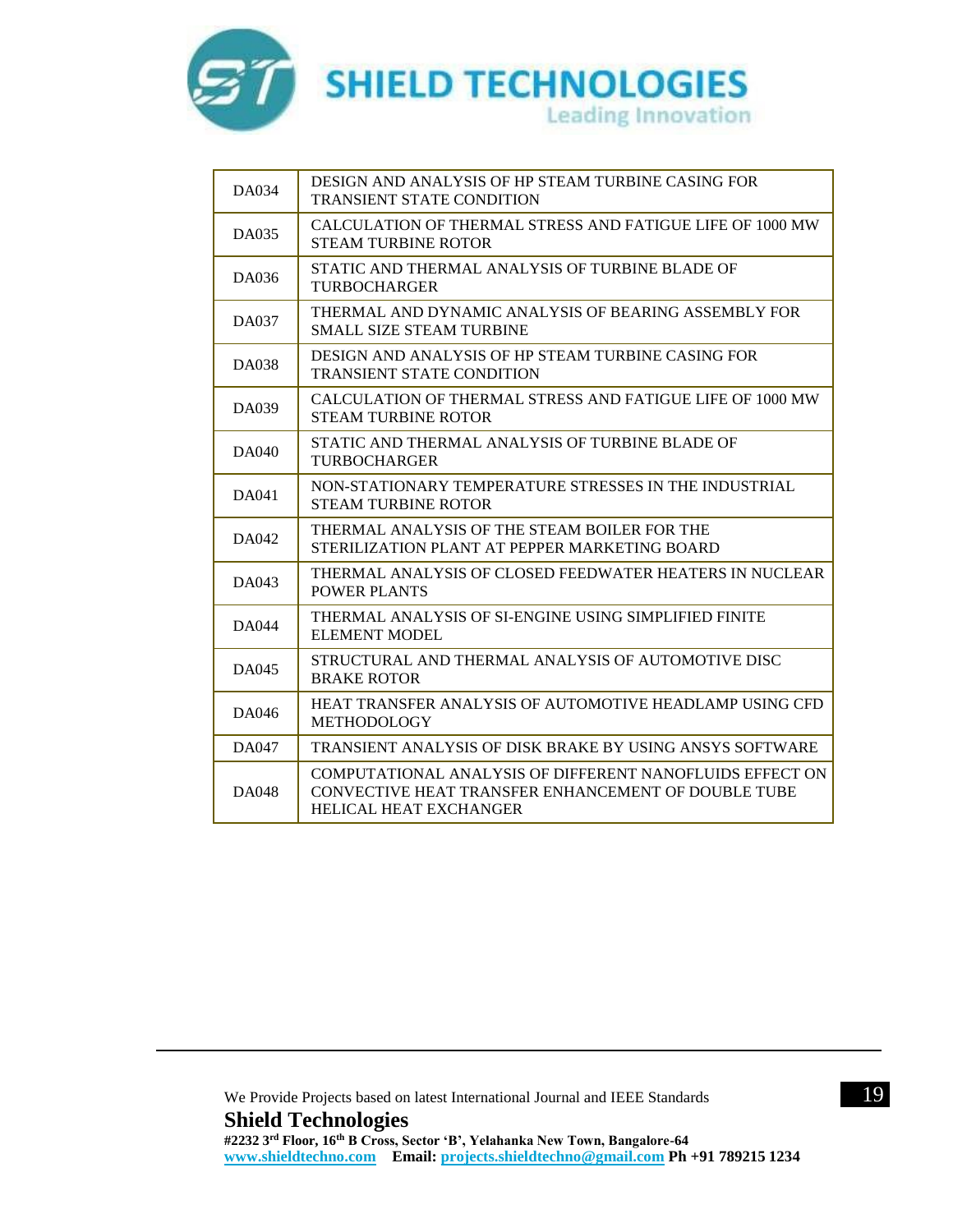| DA034 | DESIGN AND ANALYSIS OF HP STEAM TURBINE CASING FOR TRANSIENT STATE CONDITION |
|---|---|
| DA035 | CALCULATION OF THERMAL STRESS AND FATIGUE LIFE OF 1000 MW STEAM TURBINE ROTOR |
| DA036 | STATIC AND THERMAL ANALYSIS OF TURBINE BLADE OF TURBOCHARGER |
| DA037 | THERMAL AND DYNAMIC ANALYSIS OF BEARING ASSEMBLY FOR SMALL SIZE STEAM TURBINE |
| DA038 | DESIGN AND ANALYSIS OF HP STEAM TURBINE CASING FOR TRANSIENT STATE CONDITION |
| DA039 | CALCULATION OF THERMAL STRESS AND FATIGUE LIFE OF 1000 MW STEAM TURBINE ROTOR |
| DA040 | STATIC AND THERMAL ANALYSIS OF TURBINE BLADE OF TURBOCHARGER |
| DA041 | NON-STATIONARY TEMPERATURE STRESSES IN THE INDUSTRIAL STEAM TURBINE ROTOR |
| DA042 | THERMAL ANALYSIS OF THE STEAM BOILER FOR THE STERILIZATION PLANT AT PEPPER MARKETING BOARD |
| DA043 | THERMAL ANALYSIS OF CLOSED FEEDWATER HEATERS IN NUCLEAR POWER PLANTS |
| DA044 | THERMAL ANALYSIS OF SI-ENGINE USING SIMPLIFIED FINITE ELEMENT MODEL |
| DA045 | STRUCTURAL AND THERMAL ANALYSIS OF AUTOMOTIVE DISC BRAKE ROTOR |
| DA046 | HEAT TRANSFER ANALYSIS OF AUTOMOTIVE HEADLAMP USING CFD METHODOLOGY |
| DA047 | TRANSIENT ANALYSIS OF DISK BRAKE BY USING ANSYS SOFTWARE |
| DA048 | COMPUTATIONAL ANALYSIS OF DIFFERENT NANOFLUIDS EFFECT ON CONVECTIVE HEAT TRANSFER ENHANCEMENT OF DOUBLE TUBE HELICAL HEAT EXCHANGER |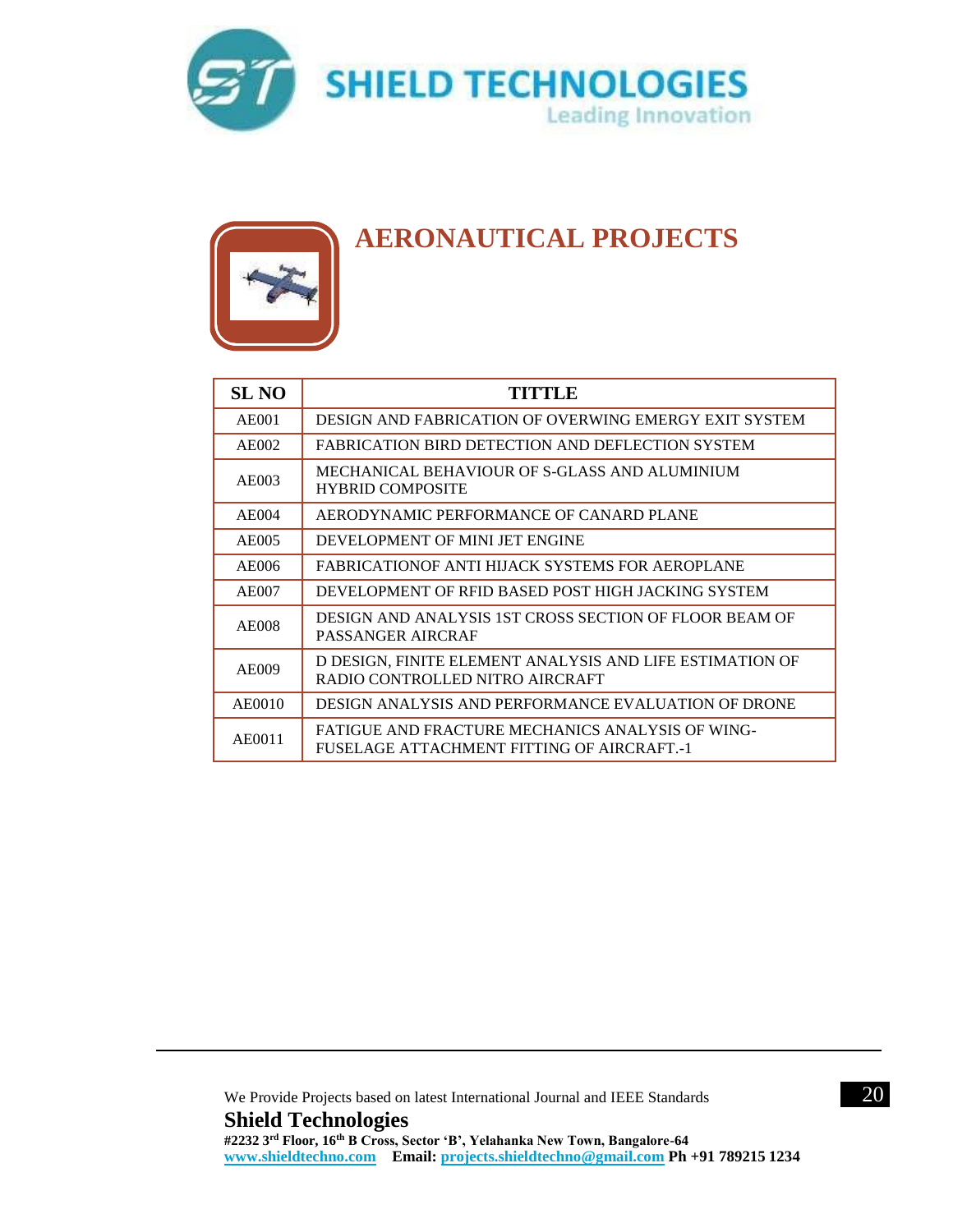# AERONAUTICAL PROJECTS

| SL NO | TITTLE |
|---|---|
| AE001 | DESIGN AND FABRICATION OF OVERWING EMERGY EXIT SYSTEM |
| AE002 | FABRICATION BIRD DETECTION AND DEFLECTION SYSTEM |
| AE003 | MECHANICAL BEHAVIOUR OF S-GLASS AND ALUMINIUM HYBRID COMPOSITE |
| AE004 | AERODYNAMIC PERFORMANCE OF CANARD PLANE |
| AE005 | DEVELOPMENT OF MINI JET ENGINE |
| AE006 | FABRICATIONOF ANTI HIJACK SYSTEMS FOR AEROPLANE |
| AE007 | DEVELOPMENT OF RFID BASED POST HIGH JACKING SYSTEM |
| AE008 | DESIGN AND ANALYSIS 1ST CROSS SECTION OF FLOOR BEAM OF PASSANGER AIRCRAF |
| AE009 | D DESIGN, FINITE ELEMENT ANALYSIS AND LIFE ESTIMATION OF RADIO CONTROLLED NITRO AIRCRAFT |
| AE0010 | DESIGN ANALYSIS AND PERFORMANCE EVALUATION OF DRONE |
| AE0011 | FATIGUE AND FRACTURE MECHANICS ANALYSIS OF WING-FUSELAGE ATTACHMENT FITTING OF AIRCRAFT.-1 |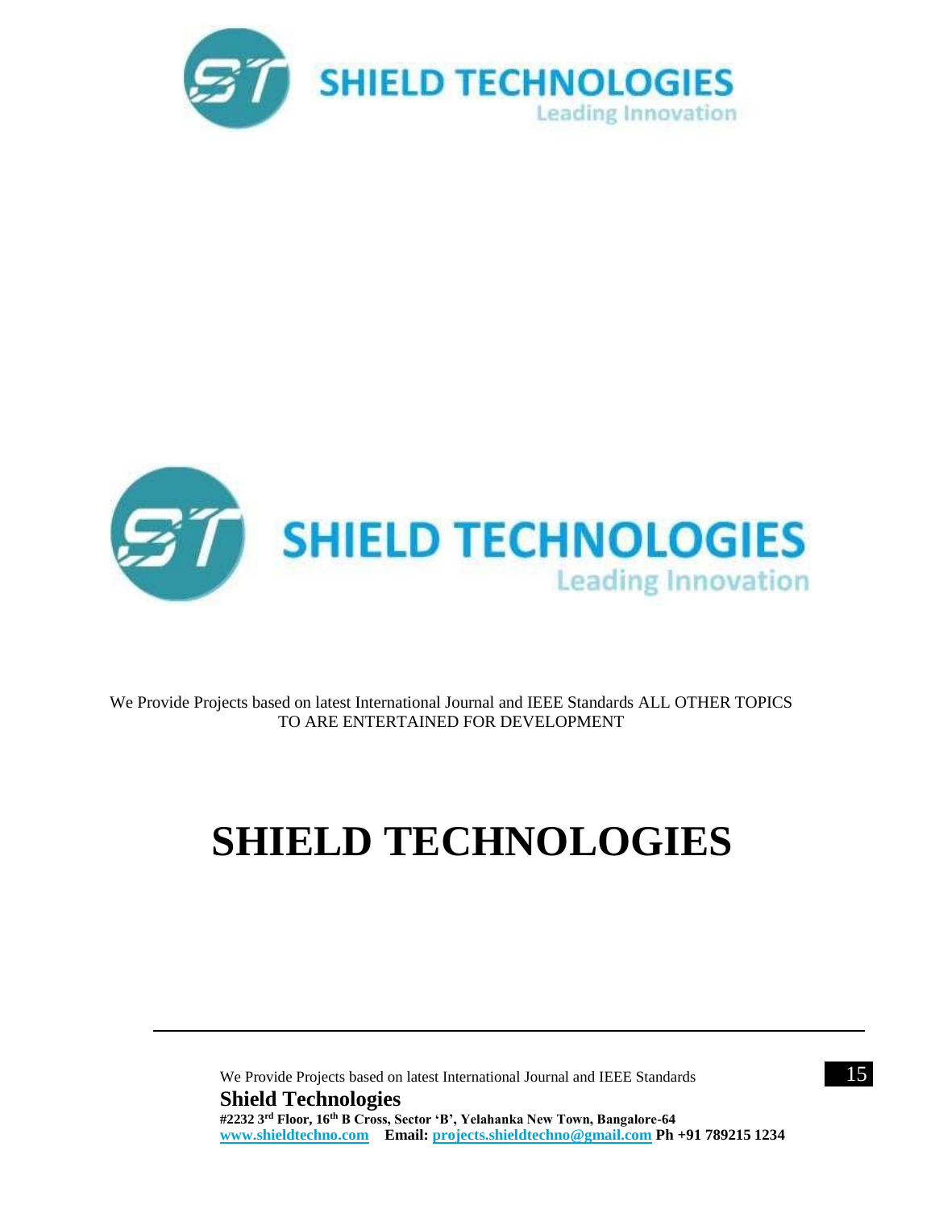SHIELD TECHNOLOGIES

Leading Innovation

SHIELD TECHNOLOGIES

Leading Innovation

We Provide Projects based on latest International Journal and IEEE Standards ALL OTHER TOPICS TO ARE ENTERTAINED FOR DEVELOPMENT

# SHIELD TECHNOLOGIES